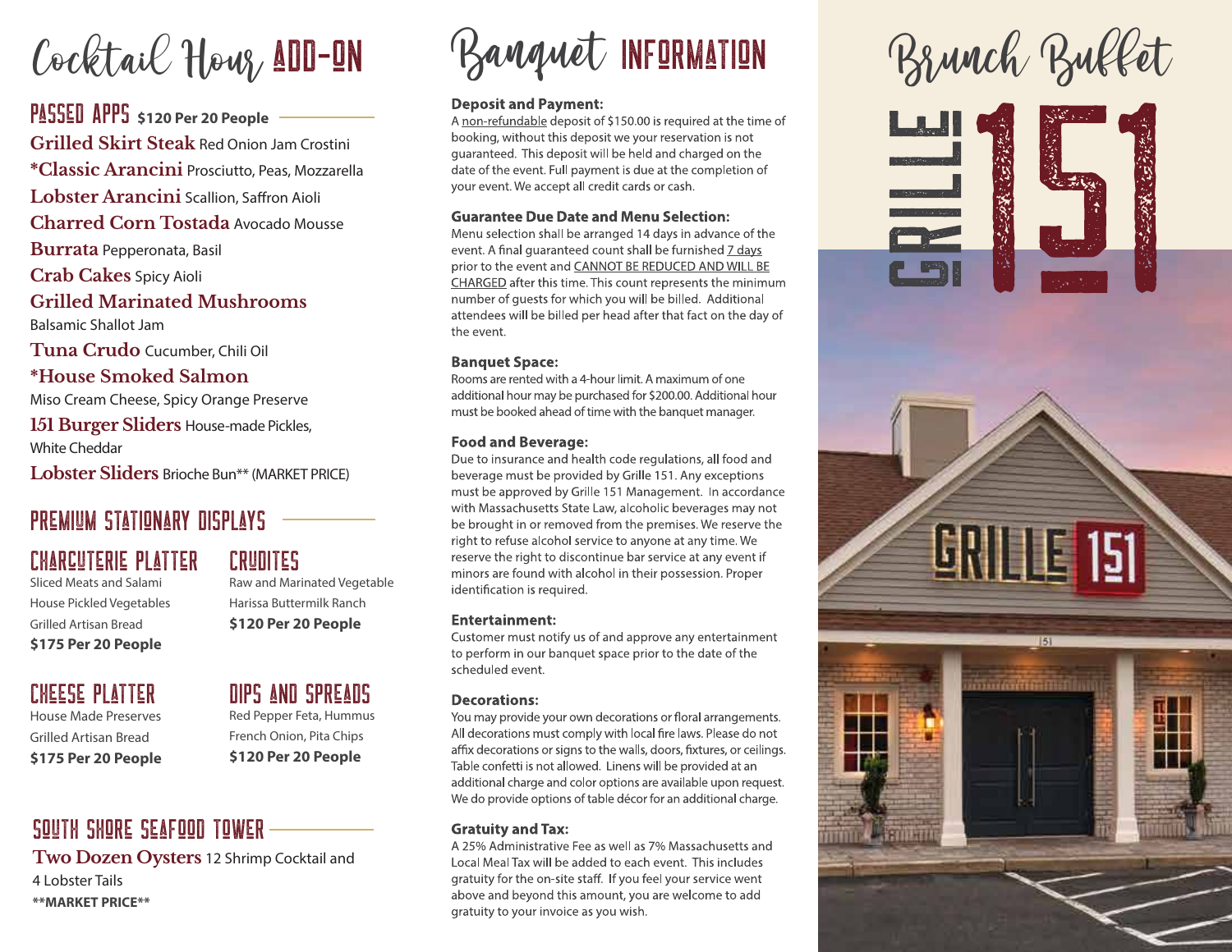# Cocktail Hour ADD-ON

## PASSED APPS $120 Per 20 People

**Grilled Skirt Steak** Red Onion Jam Crostini

***Classic Arancini** Prosciutto, Peas, Mozzarella

**Lobster Arancini** Scallion, Saffron Aioli

**Charred Corn Tostada** Avocado Mousse

**Burrata** Pepperonata, Basil

**Crab Cakes** Spicy Aioli

**Grilled Marinated Mushrooms** Balsamic Shallot Jam

**Tuna Crudo** Cucumber, Chili Oil

***House Smoked Salmon** Miso Cream Cheese, Spicy Orange Preserve

**151 Burger Sliders** House-made Pickles, White Cheddar

**Lobster Sliders** Brioche Bun** (MARKET PRICE)

## PREMIUM STATIONARY DISPLAYS

### CHARCUTERIE PLATTER

Sliced Meats and Salami
House Pickled Vegetables
Grilled Artisan Bread
**$175 Per 20 People**

### CRUDITES

Raw and Marinated Vegetable
Harissa Buttermilk Ranch
**$120 Per 20 People**

### CHEESE PLATTER

House Made Preserves
Grilled Artisan Bread
**$175 Per 20 People**

### DIPS AND SPREADS

Red Pepper Feta, Hummus
French Onion, Pita Chips
**$120 Per 20 People**

## SOUTH SHORE SEAFOOD TOWER

**Two Dozen Oysters** 12 Shrimp Cocktail and 4 Lobster Tails

****MARKET PRICE****

# Banquet INFORMATION

**Deposit and Payment:**
A non-refundable deposit of $150.00 is required at the time of booking, without this deposit we your reservation is not guaranteed. This deposit will be held and charged on the date of the event. Full payment is due at the completion of your event. We accept all credit cards or cash.

**Guarantee Due Date and Menu Selection:**
Menu selection shall be arranged 14 days in advance of the event. A final guaranteed count shall be furnished 7 days prior to the event and CANNOT BE REDUCED AND WILL BE CHARGED after this time. This count represents the minimum number of guests for which you will be billed. Additional attendees will be billed per head after that fact on the day of the event.

**Banquet Space:**
Rooms are rented with a 4-hour limit. A maximum of one additional hour may be purchased for $200.00. Additional hour must be booked ahead of time with the banquet manager.

**Food and Beverage:**
Due to insurance and health code regulations, all food and beverage must be provided by Grille 151. Any exceptions must be approved by Grille 151 Management. In accordance with Massachusetts State Law, alcoholic beverages may not be brought in or removed from the premises. We reserve the right to refuse alcohol service to anyone at any time. We reserve the right to discontinue bar service at any event if minors are found with alcohol in their possession. Proper identification is required.

**Entertainment:**
Customer must notify us of and approve any entertainment to perform in our banquet space prior to the date of the scheduled event.

**Decorations:**
You may provide your own decorations or floral arrangements. All decorations must comply with local fire laws. Please do not affix decorations or signs to the walls, doors, fixtures, or ceilings. Table confetti is not allowed. Linens will be provided at an additional charge and color options are available upon request. We do provide options of table décor for an additional charge.

**Gratuity and Tax:**
A 25% Administrative Fee as well as 7% Massachusetts and Local Meal Tax will be added to each event. This includes gratuity for the on-site staff. If you feel your service went above and beyond this amount, you are welcome to add gratuity to your invoice as you wish.

# Brunch Buffet

GRILLE 151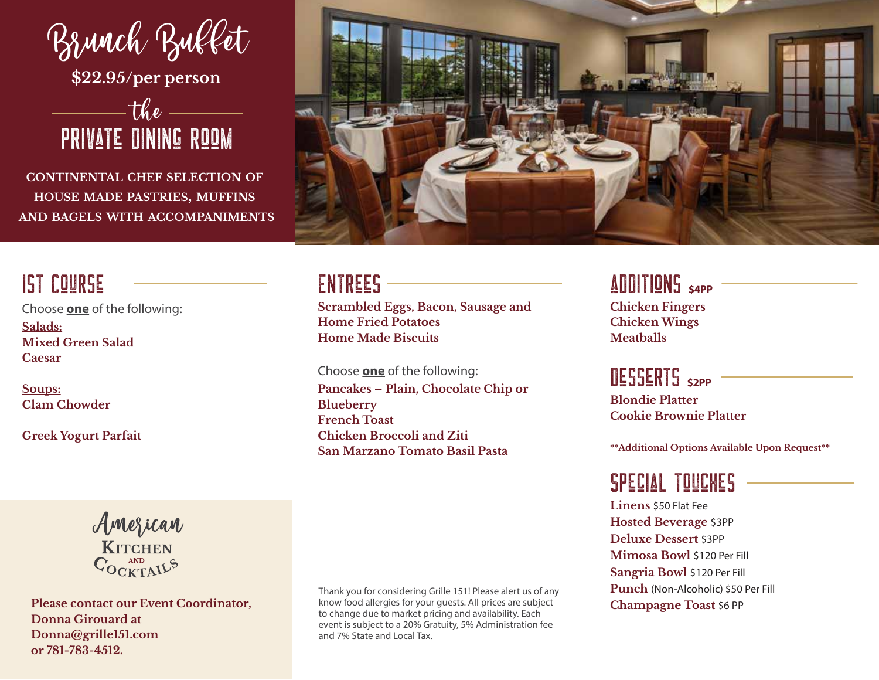# Brunch Buffet

**$22.95/per person**

## the PRIVATE DINING ROOM

CONTINENTAL CHEF SELECTION OF HOUSE MADE PASTRIES, MUFFINS AND BAGELS WITH ACCOMPANIMENTS

## 1ST COURSE

Choose **one** of the following:

**Salads:**
**Mixed Green Salad**
**Caesar**

**Soups:**
**Clam Chowder**

**Greek Yogurt Parfait**

## ENTREES

**Scrambled Eggs, Bacon, Sausage and Home Fried Potatoes**
**Home Made Biscuits**

Choose **one** of the following:

**Pancakes – Plain, Chocolate Chip or Blueberry**
**French Toast**
**Chicken Broccoli and Ziti**
**San Marzano Tomato Basil Pasta**

## ADDITIONS $4PP

**Chicken Fingers**
**Chicken Wings**
**Meatballs**

## DESSERTS $2PP

**Blondie Platter**
**Cookie Brownie Platter**

**Additional Options Available Upon Request**

## SPECIAL TOUCHES

**Linens** $50 Flat Fee
**Hosted Beverage** $3PP
**Deluxe Dessert** $3PP
**Mimosa Bowl** $120 Per Fill
**Sangria Bowl** $120 Per Fill
**Punch** (Non-Alcoholic) $50 Per Fill
**Champagne Toast** $6 PP

American Kitchen and Cocktails

**Please contact our Event Coordinator, Donna Girouard at Donna@grille151.com or 781-783-4512.**

Thank you for considering Grille 151! Please alert us of any know food allergies for your guests. All prices are subject to change due to market pricing and availability. Each event is subject to a 20% Gratuity, 5% Administration fee and 7% State and Local Tax.